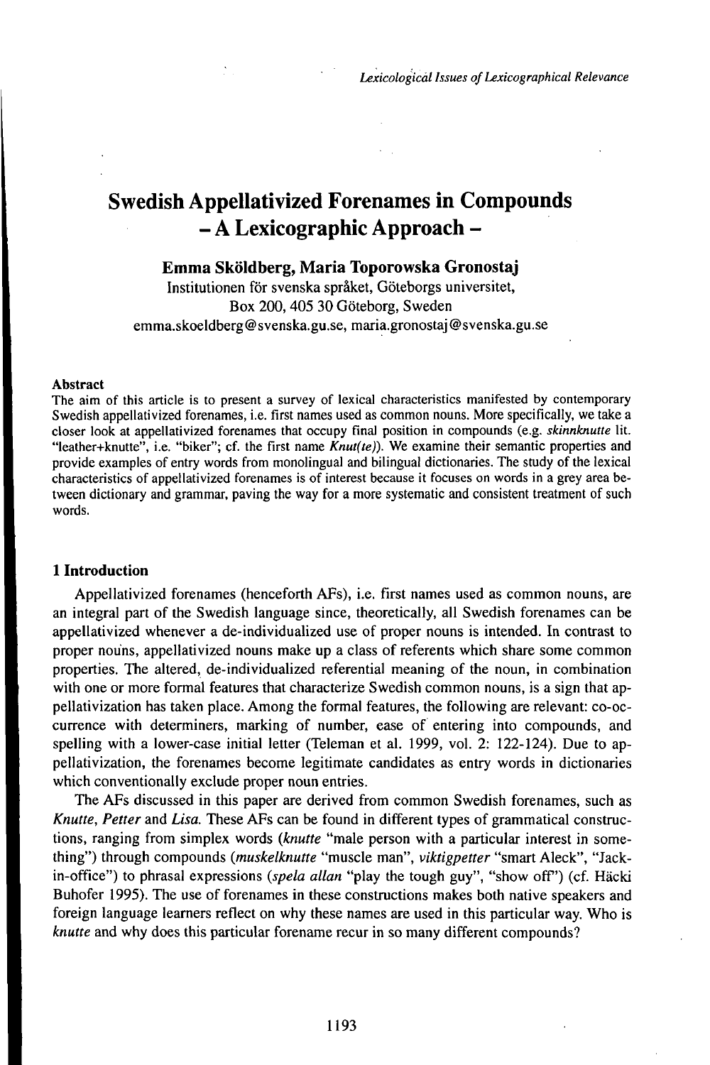# Swedish Appellativized Forenames in Compounds – A Lexicographic Approach –

**Emma Sköldberg, Maria Toporowska Gronostaj**

Institutionen för svenska språket, Göteborgs universitet,
Box 200, 405 30 Göteborg, Sweden
emma.skoeldberg@svenska.gu.se, maria.gronostaj@svenska.gu.se

**Abstract**

The aim of this article is to present a survey of lexical characteristics manifested by contemporary Swedish appellativized forenames, i.e. first names used as common nouns. More specifically, we take a closer look at appellativized forenames that occupy final position in compounds (e.g. *skinnknutte* lit. "leather+knutte", i.e. "biker"; cf. the first name *Knut(te)*). We examine their semantic properties and provide examples of entry words from monolingual and bilingual dictionaries. The study of the lexical characteristics of appellativized forenames is of interest because it focuses on words in a grey area between dictionary and grammar, paving the way for a more systematic and consistent treatment of such words.

## 1 Introduction

Appellativized forenames (henceforth AFs), i.e. first names used as common nouns, are an integral part of the Swedish language since, theoretically, all Swedish forenames can be appellativized whenever a de-individualized use of proper nouns is intended. In contrast to proper nouns, appellativized nouns make up a class of referents which share some common properties. The altered, de-individualized referential meaning of the noun, in combination with one or more formal features that characterize Swedish common nouns, is a sign that appellativization has taken place. Among the formal features, the following are relevant: co-occurrence with determiners, marking of number, ease of entering into compounds, and spelling with a lower-case initial letter (Teleman et al. 1999, vol. 2: 122-124). Due to appellativization, the forenames become legitimate candidates as entry words in dictionaries which conventionally exclude proper noun entries.

The AFs discussed in this paper are derived from common Swedish forenames, such as *Knutte*, *Petter* and *Lisa*. These AFs can be found in different types of grammatical constructions, ranging from simplex words (*knutte* "male person with a particular interest in something") through compounds (*muskelknutte* "muscle man", *viktigpetter* "smart Aleck", "Jack-in-office") to phrasal expressions (*spela allan* "play the tough guy", "show off") (cf. Häcki Buhofer 1995). The use of forenames in these constructions makes both native speakers and foreign language learners reflect on why these names are used in this particular way. Who is *knutte* and why does this particular forename recur in so many different compounds?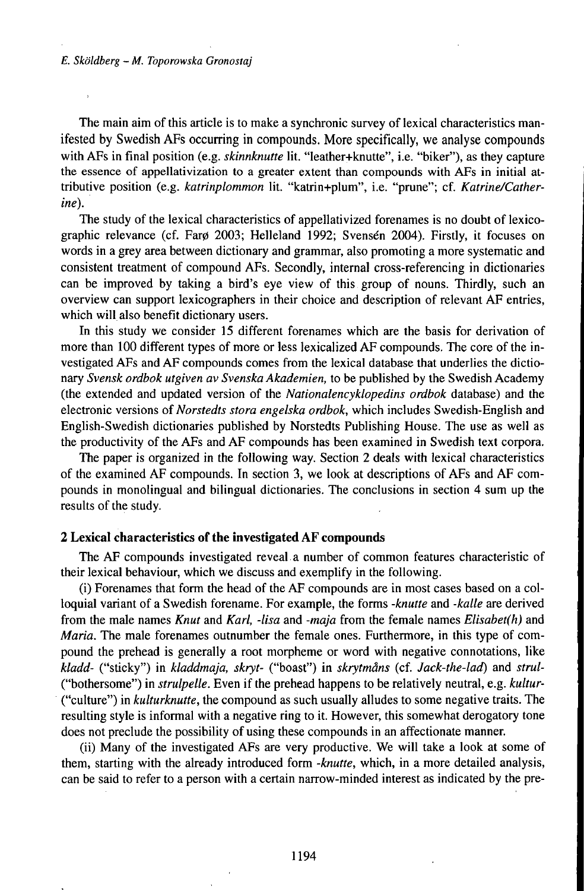The main aim of this article is to make a synchronic survey of lexical characteristics manifested by Swedish AFs occurring in compounds. More specifically, we analyse compounds with AFs in final position (e.g. *skinnknutte* lit. "leather+knutte", i.e. "biker"), as they capture the essence of appellativization to a greater extent than compounds with AFs in initial attributive position (e.g. *katrinplommon* lit. "katrin+plum", i.e. "prune"; cf. *Katrine/Catherine*).

The study of the lexical characteristics of appellativized forenames is no doubt of lexicographic relevance (cf. Farø 2003; Helleland 1992; Svensén 2004). Firstly, it focuses on words in a grey area between dictionary and grammar, also promoting a more systematic and consistent treatment of compound AFs. Secondly, internal cross-referencing in dictionaries can be improved by taking a bird's eye view of this group of nouns. Thirdly, such an overview can support lexicographers in their choice and description of relevant AF entries, which will also benefit dictionary users.

In this study we consider 15 different forenames which are the basis for derivation of more than 100 different types of more or less lexicalized AF compounds. The core of the investigated AFs and AF compounds comes from the lexical database that underlies the dictionary *Svensk ordbok utgiven av Svenska Akademien,* to be published by the Swedish Academy (the extended and updated version of the *Nationalencyklopedins ordbok* database) and the electronic versions of *Norstedts stora engelska ordbok*, which includes Swedish-English and English-Swedish dictionaries published by Norstedts Publishing House. The use as well as the productivity of the AFs and AF compounds has been examined in Swedish text corpora.

The paper is organized in the following way. Section 2 deals with lexical characteristics of the examined AF compounds. In section 3, we look at descriptions of AFs and AF compounds in monolingual and bilingual dictionaries. The conclusions in section 4 sum up the results of the study.

## 2 Lexical characteristics of the investigated AF compounds

The AF compounds investigated reveal a number of common features characteristic of their lexical behaviour, which we discuss and exemplify in the following.

(i) Forenames that form the head of the AF compounds are in most cases based on a colloquial variant of a Swedish forename. For example, the forms *-knutte* and *-kalle* are derived from the male names *Knut* and *Karl, -lisa* and *-maja* from the female names *Elisabet(h)* and *Maria.* The male forenames outnumber the female ones. Furthermore, in this type of compound the prehead is generally a root morpheme or word with negative connotations, like *kladd-* ("sticky") in *kladdmaja, skryt-* ("boast") in *skrytmåns* (cf. *Jack-the-lad*) and *strul-* ("bothersome") in *strulpelle.* Even if the prehead happens to be relatively neutral, e.g. *kultur-* ("culture") in *kulturknutte*, the compound as such usually alludes to some negative traits. The resulting style is informal with a negative ring to it. However, this somewhat derogatory tone does not preclude the possibility of using these compounds in an affectionate manner.

(ii) Many of the investigated AFs are very productive. We will take a look at some of them, starting with the already introduced form *-knutte*, which, in a more detailed analysis, can be said to refer to a person with a certain narrow-minded interest as indicated by the pre-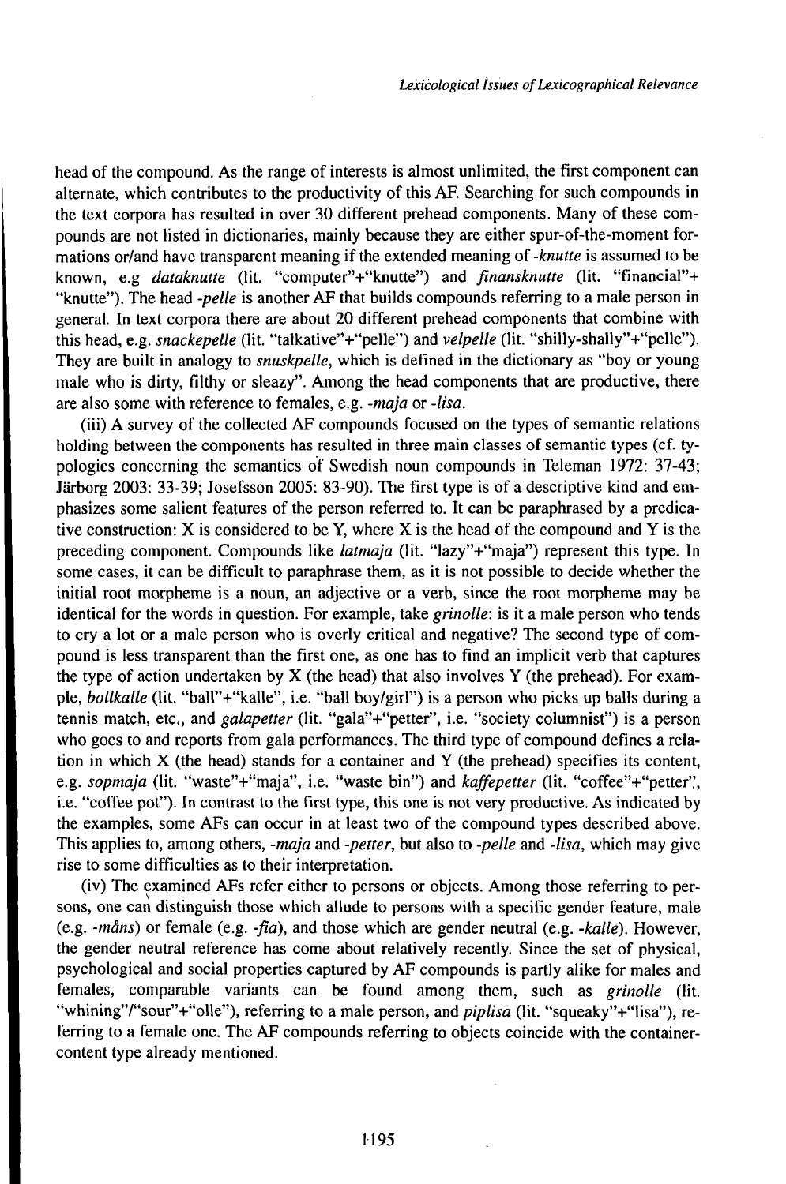head of the compound. As the range of interests is almost unlimited, the first component can alternate, which contributes to the productivity of this AF. Searching for such compounds in the text corpora has resulted in over 30 different prehead components. Many of these compounds are not listed in dictionaries, mainly because they are either spur-of-the-moment formations or/and have transparent meaning if the extended meaning of *-knutte* is assumed to be known, e.g *dataknutte* (lit. "computer"+"knutte") and *finansknutte* (lit. "financial"+ "knutte"). The head *-pelle* is another AF that builds compounds referring to a male person in general. In text corpora there are about 20 different prehead components that combine with this head, e.g. *snackepelle* (lit. "talkative"+"pelle") and *velpelle* (lit. "shilly-shally"+"pelle"). They are built in analogy to *snuskpelle*, which is defined in the dictionary as "boy or young male who is dirty, filthy or sleazy". Among the head components that are productive, there are also some with reference to females, e.g. *-maja* or *-lisa*.

(iii) A survey of the collected AF compounds focused on the types of semantic relations holding between the components has resulted in three main classes of semantic types (cf. typologies concerning the semantics of Swedish noun compounds in Teleman 1972: 37-43; Järborg 2003: 33-39; Josefsson 2005: 83-90). The first type is of a descriptive kind and emphasizes some salient features of the person referred to. It can be paraphrased by a predicative construction: X is considered to be Y, where X is the head of the compound and Y is the preceding component. Compounds like *latmaja* (lit. "lazy"+"maja") represent this type. In some cases, it can be difficult to paraphrase them, as it is not possible to decide whether the initial root morpheme is a noun, an adjective or a verb, since the root morpheme may be identical for the words in question. For example, take *grinolle*: is it a male person who tends to cry a lot or a male person who is overly critical and negative? The second type of compound is less transparent than the first one, as one has to find an implicit verb that captures the type of action undertaken by X (the head) that also involves Y (the prehead). For example, *bollkalle* (lit. "ball"+"kalle", i.e. "ball boy/girl") is a person who picks up balls during a tennis match, etc., and *galapetter* (lit. "gala"+"petter", i.e. "society columnist") is a person who goes to and reports from gala performances. The third type of compound defines a relation in which X (the head) stands for a container and Y (the prehead) specifies its content, e.g. *sopmaja* (lit. "waste"+"maja", i.e. "waste bin") and *kaffepetter* (lit. "coffee"+"petter", i.e. "coffee pot"). In contrast to the first type, this one is not very productive. As indicated by the examples, some AFs can occur in at least two of the compound types described above. This applies to, among others, *-maja* and *-petter*, but also to *-pelle* and *-lisa*, which may give rise to some difficulties as to their interpretation.

(iv) The examined AFs refer either to persons or objects. Among those referring to persons, one can distinguish those which allude to persons with a specific gender feature, male (e.g. *-måns*) or female (e.g. *-fia*), and those which are gender neutral (e.g. *-kalle*). However, the gender neutral reference has come about relatively recently. Since the set of physical, psychological and social properties captured by AF compounds is partly alike for males and females, comparable variants can be found among them, such as *grinolle* (lit. "whining"/"sour"+"olle"), referring to a male person, and *piplisa* (lit. "squeaky"+"lisa"), referring to a female one. The AF compounds referring to objects coincide with the container-content type already mentioned.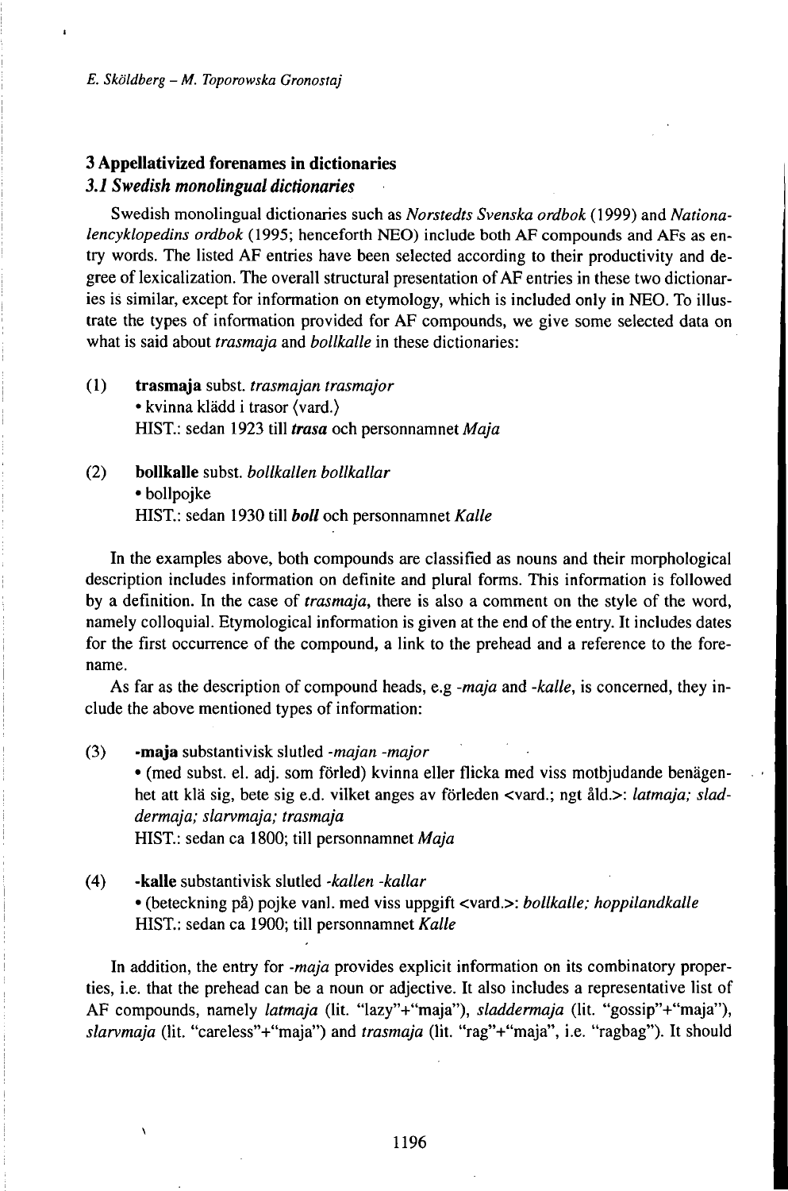## 3 Appellativized forenames in dictionaries

### *3.1 Swedish monolingual dictionaries*

Swedish monolingual dictionaries such as *Norstedts Svenska ordbok* (1999) and *Nationalencyklopedins ordbok* (1995; henceforth NEO) include both AF compounds and AFs as entry words. The listed AF entries have been selected according to their productivity and degree of lexicalization. The overall structural presentation of AF entries in these two dictionaries is similar, except for information on etymology, which is included only in NEO. To illustrate the types of information provided for AF compounds, we give some selected data on what is said about *trasmaja* and *bollkalle* in these dictionaries:

(1) **trasmaja** subst. *trasmajan trasmajor*
• kvinna klädd i trasor ⟨vard.⟩
HIST.: sedan 1923 till ***trasa*** och personnamnet *Maja*

(2) **bollkalle** subst. *bollkallen bollkallar*
• bollpojke
HIST.: sedan 1930 till ***boll*** och personnamnet *Kalle*

In the examples above, both compounds are classified as nouns and their morphological description includes information on definite and plural forms. This information is followed by a definition. In the case of *trasmaja*, there is also a comment on the style of the word, namely colloquial. Etymological information is given at the end of the entry. It includes dates for the first occurrence of the compound, a link to the prehead and a reference to the forename.

As far as the description of compound heads, e.g *-maja* and *-kalle*, is concerned, they include the above mentioned types of information:

(3) **-maja** substantivisk slutled *-majan -major*
• (med subst. el. adj. som förled) kvinna eller flicka med viss motbjudande benägenhet att klä sig, bete sig e.d. vilket anges av förleden <vard.; ngt åld.>: *latmaja; sladdermaja; slarvmaja; trasmaja*
HIST.: sedan ca 1800; till personnamnet *Maja*

(4) **-kalle** substantivisk slutled *-kallen -kallar*
• (beteckning på) pojke vanl. med viss uppgift <vard.>: *bollkalle; hoppilandkalle*
HIST.: sedan ca 1900; till personnamnet *Kalle*

In addition, the entry for *-maja* provides explicit information on its combinatory properties, i.e. that the prehead can be a noun or adjective. It also includes a representative list of AF compounds, namely *latmaja* (lit. "lazy"+"maja"), *sladdermaja* (lit. "gossip"+"maja"), *slarvmaja* (lit. "careless"+"maja") and *trasmaja* (lit. "rag"+"maja", i.e. "ragbag"). It should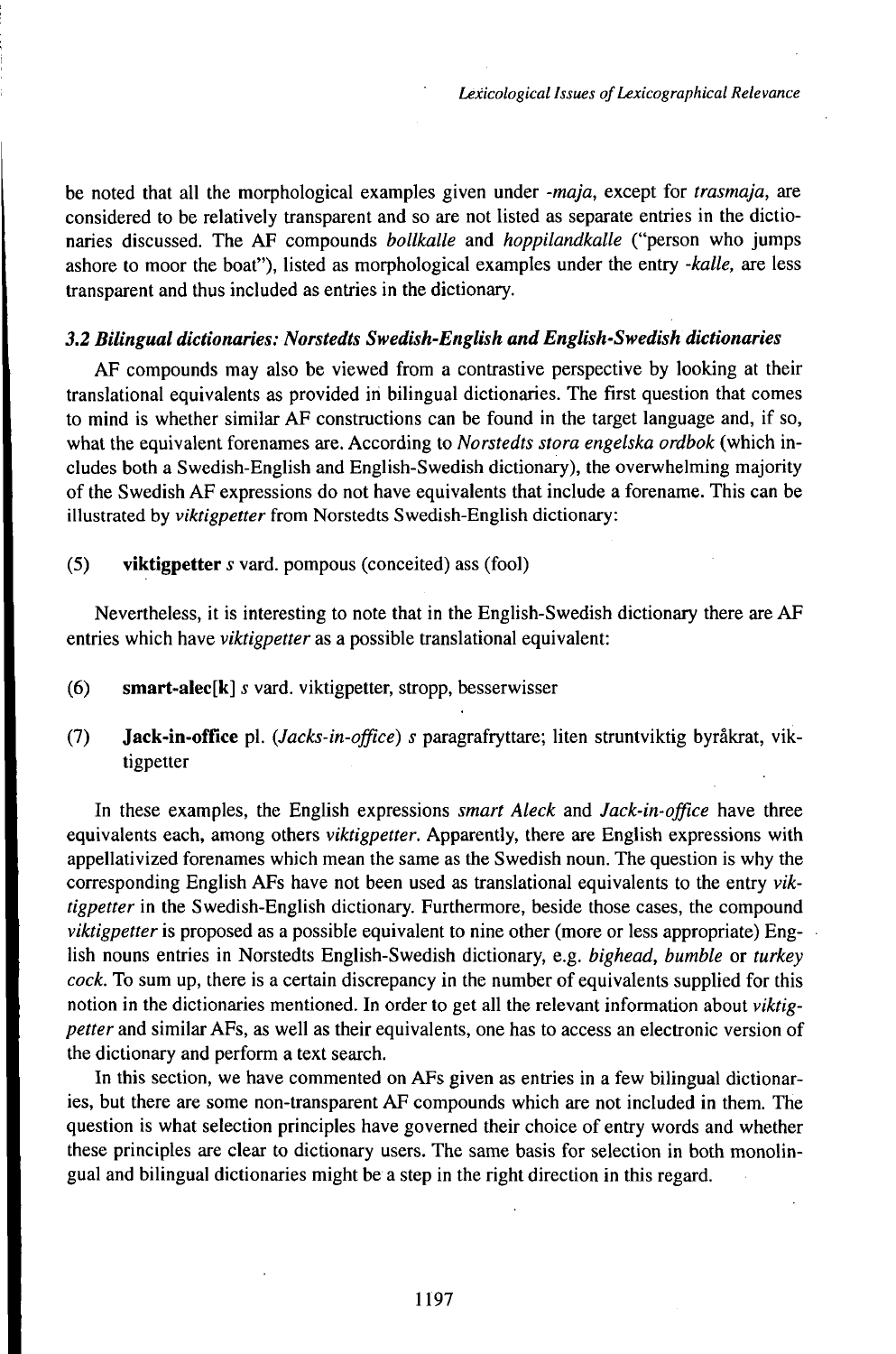be noted that all the morphological examples given under *-maja*, except for *trasmaja*, are considered to be relatively transparent and so are not listed as separate entries in the dictionaries discussed. The AF compounds *bollkalle* and *hoppilandkalle* ("person who jumps ashore to moor the boat"), listed as morphological examples under the entry *-kalle*, are less transparent and thus included as entries in the dictionary.

### *3.2 Bilingual dictionaries: Norstedts Swedish-English and English-Swedish dictionaries*

AF compounds may also be viewed from a contrastive perspective by looking at their translational equivalents as provided in bilingual dictionaries. The first question that comes to mind is whether similar AF constructions can be found in the target language and, if so, what the equivalent forenames are. According to *Norstedts stora engelska ordbok* (which includes both a Swedish-English and English-Swedish dictionary), the overwhelming majority of the Swedish AF expressions do not have equivalents that include a forename. This can be illustrated by *viktigpetter* from Norstedts Swedish-English dictionary:

(5) **viktigpetter** *s* vard. pompous (conceited) ass (fool)

Nevertheless, it is interesting to note that in the English-Swedish dictionary there are AF entries which have *viktigpetter* as a possible translational equivalent:

(6) **smart-alec[k]** *s* vard. viktigpetter, stropp, besserwisser

(7) **Jack-in-office** pl. (*Jacks-in-office*) *s* paragrafryttare; liten struntviktig byråkrat, viktigpetter

In these examples, the English expressions *smart Aleck* and *Jack-in-office* have three equivalents each, among others *viktigpetter*. Apparently, there are English expressions with appellativized forenames which mean the same as the Swedish noun. The question is why the corresponding English AFs have not been used as translational equivalents to the entry *viktigpetter* in the Swedish-English dictionary. Furthermore, beside those cases, the compound *viktigpetter* is proposed as a possible equivalent to nine other (more or less appropriate) English nouns entries in Norstedts English-Swedish dictionary, e.g. *bighead*, *bumble* or *turkey cock*. To sum up, there is a certain discrepancy in the number of equivalents supplied for this notion in the dictionaries mentioned. In order to get all the relevant information about *viktigpetter* and similar AFs, as well as their equivalents, one has to access an electronic version of the dictionary and perform a text search.

In this section, we have commented on AFs given as entries in a few bilingual dictionaries, but there are some non-transparent AF compounds which are not included in them. The question is what selection principles have governed their choice of entry words and whether these principles are clear to dictionary users. The same basis for selection in both monolingual and bilingual dictionaries might be a step in the right direction in this regard.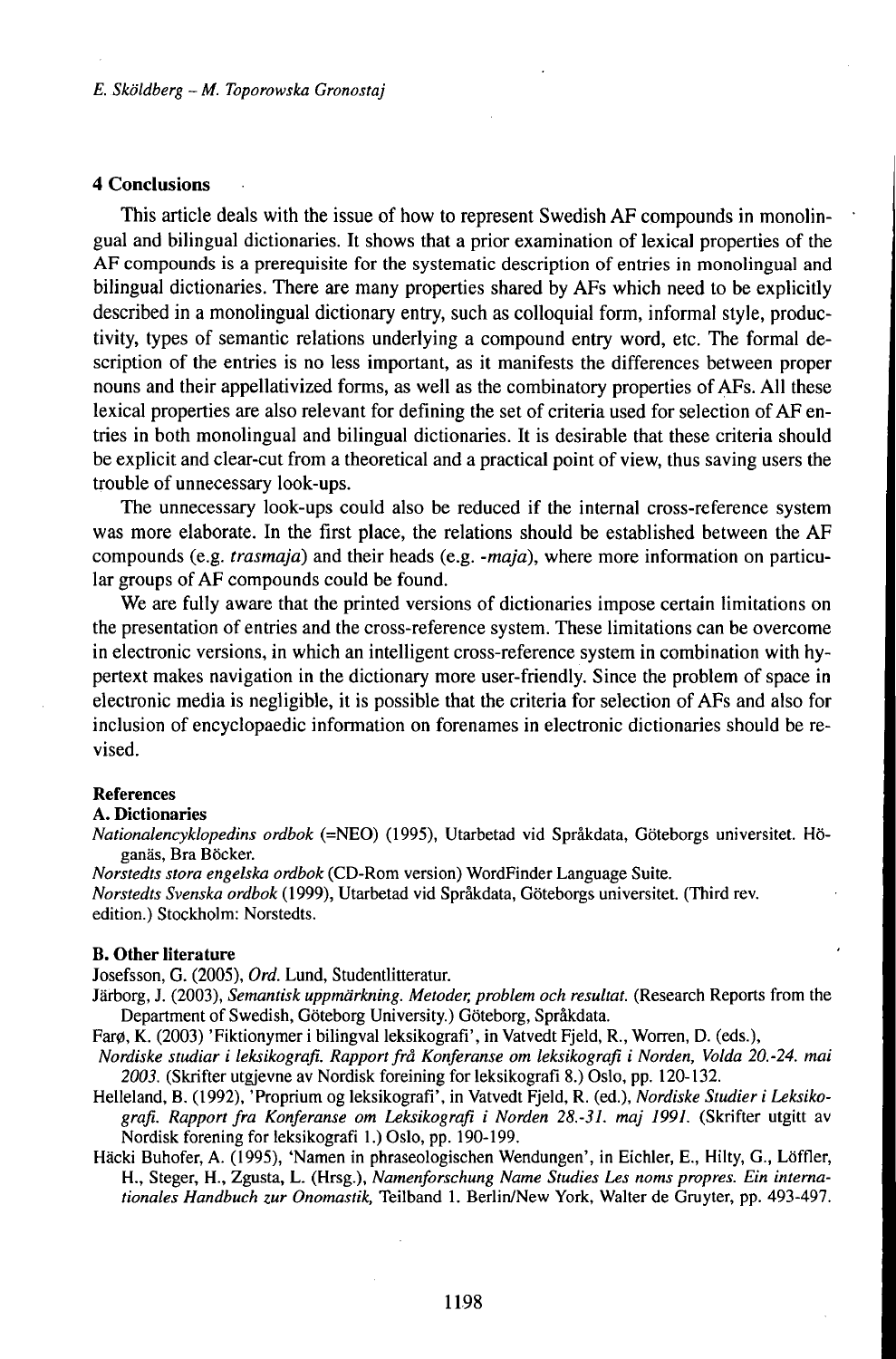## 4 Conclusions

This article deals with the issue of how to represent Swedish AF compounds in monolingual and bilingual dictionaries. It shows that a prior examination of lexical properties of the AF compounds is a prerequisite for the systematic description of entries in monolingual and bilingual dictionaries. There are many properties shared by AFs which need to be explicitly described in a monolingual dictionary entry, such as colloquial form, informal style, productivity, types of semantic relations underlying a compound entry word, etc. The formal description of the entries is no less important, as it manifests the differences between proper nouns and their appellativized forms, as well as the combinatory properties of AFs. All these lexical properties are also relevant for defining the set of criteria used for selection of AF entries in both monolingual and bilingual dictionaries. It is desirable that these criteria should be explicit and clear-cut from a theoretical and a practical point of view, thus saving users the trouble of unnecessary look-ups.

The unnecessary look-ups could also be reduced if the internal cross-reference system was more elaborate. In the first place, the relations should be established between the AF compounds (e.g. *trasmaja*) and their heads (e.g. *-maja*), where more information on particular groups of AF compounds could be found.

We are fully aware that the printed versions of dictionaries impose certain limitations on the presentation of entries and the cross-reference system. These limitations can be overcome in electronic versions, in which an intelligent cross-reference system in combination with hypertext makes navigation in the dictionary more user-friendly. Since the problem of space in electronic media is negligible, it is possible that the criteria for selection of AFs and also for inclusion of encyclopaedic information on forenames in electronic dictionaries should be revised.

### References

#### A. Dictionaries

*Nationalencyklopedins ordbok* (=NEO) (1995), Utarbetad vid Språkdata, Göteborgs universitet. Höganäs, Bra Böcker.

*Norstedts stora engelska ordbok* (CD-Rom version) WordFinder Language Suite.

*Norstedts Svenska ordbok* (1999), Utarbetad vid Språkdata, Göteborgs universitet. (Third rev. edition.) Stockholm: Norstedts.

#### B. Other literature

Josefsson, G. (2005), *Ord.* Lund, Studentlitteratur.

Järborg, J. (2003), *Semantisk uppmärkning. Metoder, problem och resultat.* (Research Reports from the Department of Swedish, Göteborg University.) Göteborg, Språkdata.

Farø, K. (2003) 'Fiktionymer i bilingval leksikografi', in Vatvedt Fjeld, R., Worren, D. (eds.), *Nordiske studiar i leksikografi. Rapport frå Konferanse om leksikografi i Norden, Volda 20.-24. mai 2003.* (Skrifter utgjevne av Nordisk foreining for leksikografi 8.) Oslo, pp. 120-132.

Helleland, B. (1992), 'Proprium og leksikografi', in Vatvedt Fjeld, R. (ed.), *Nordiske Studier i Leksikografi. Rapport fra Konferanse om Leksikografi i Norden 28.-31. maj 1991.* (Skrifter utgitt av Nordisk forening for leksikografi 1.) Oslo, pp. 190-199.

Häcki Buhofer, A. (1995), 'Namen in phraseologischen Wendungen', in Eichler, E., Hilty, G., Löffler, H., Steger, H., Zgusta, L. (Hrsg.), *Namenforschung Name Studies Les noms propres. Ein internationales Handbuch zur Onomastik,* Teilband 1. Berlin/New York, Walter de Gruyter, pp. 493-497.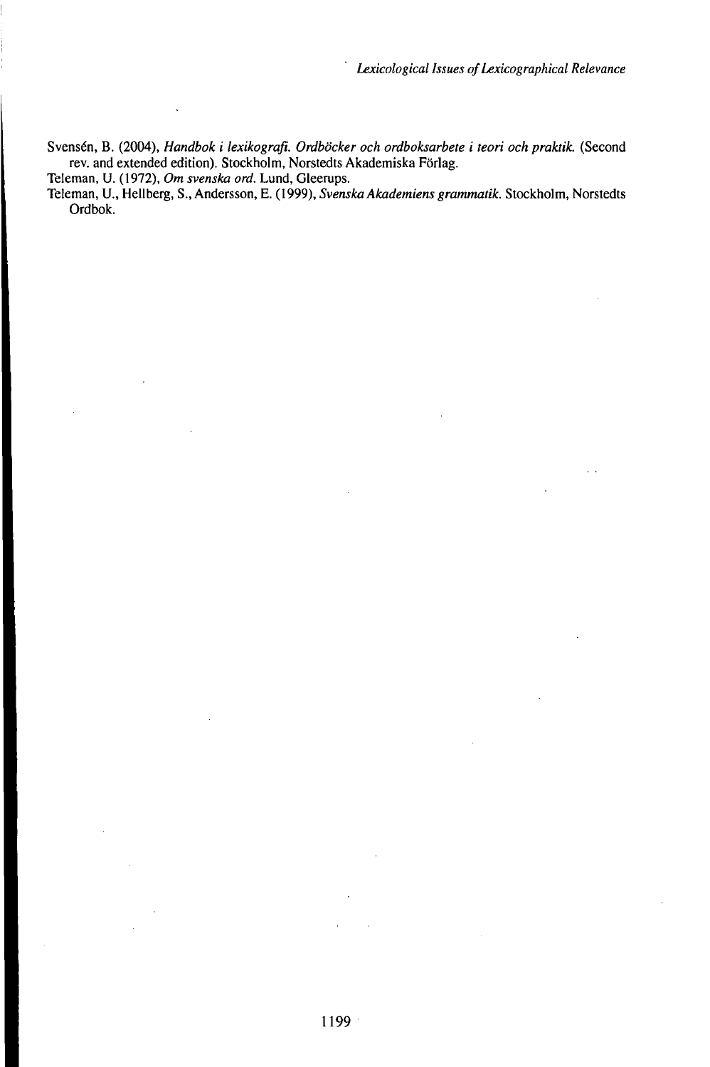Svensén, B. (2004), *Handbok i lexikografi. Ordböcker och ordboksarbete i teori och praktik.* (Second rev. and extended edition). Stockholm, Norstedts Akademiska Förlag.

Teleman, U. (1972), *Om svenska ord.* Lund, Gleerups.

Teleman, U., Hellberg, S., Andersson, E. (1999), *Svenska Akademiens grammatik.* Stockholm, Norstedts Ordbok.